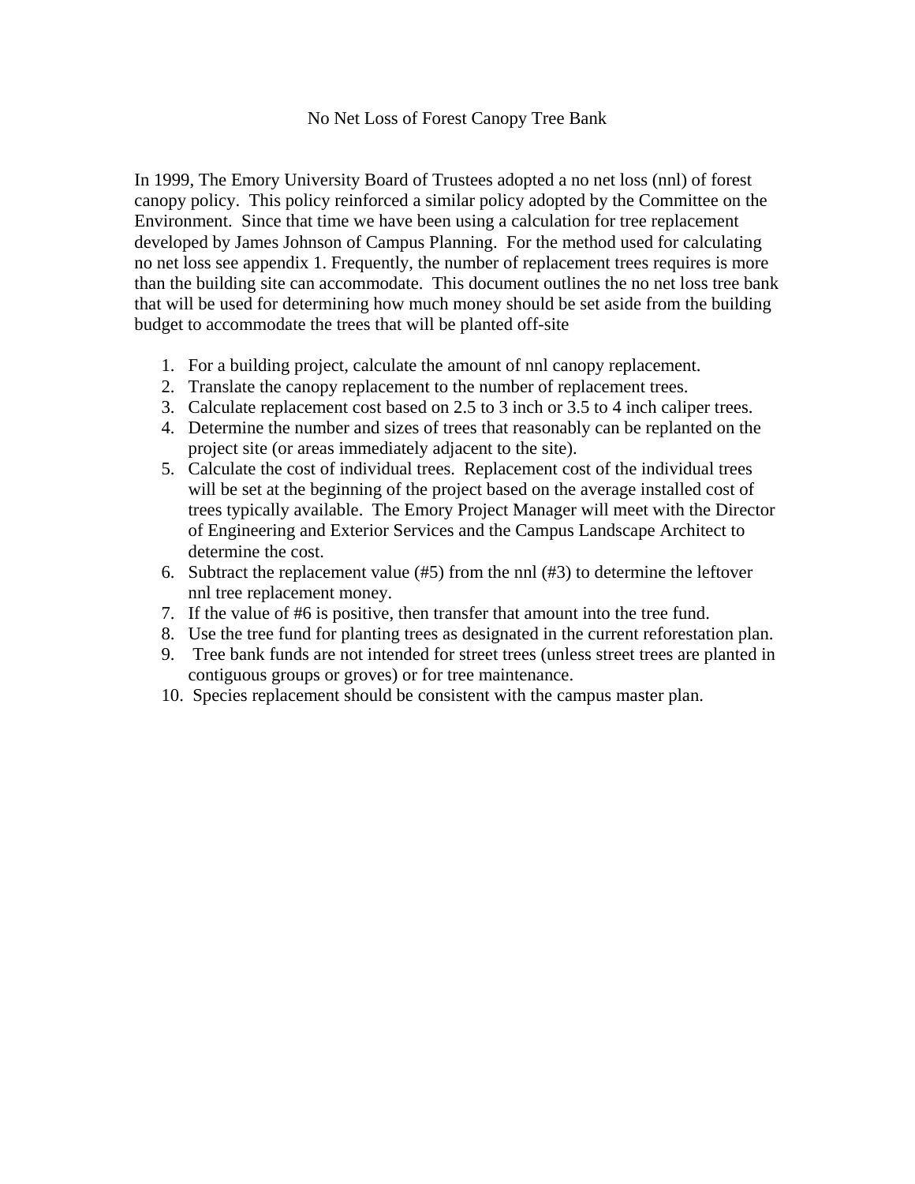# No Net Loss of Forest Canopy Tree Bank

In 1999, The Emory University Board of Trustees adopted a no net loss (nnl) of forest canopy policy. This policy reinforced a similar policy adopted by the Committee on the Environment. Since that time we have been using a calculation for tree replacement developed by James Johnson of Campus Planning. For the method used for calculating no net loss see appendix 1. Frequently, the number of replacement trees requires is more than the building site can accommodate. This document outlines the no net loss tree bank that will be used for determining how much money should be set aside from the building budget to accommodate the trees that will be planted off-site

1. For a building project, calculate the amount of nnl canopy replacement.
2. Translate the canopy replacement to the number of replacement trees.
3. Calculate replacement cost based on 2.5 to 3 inch or 3.5 to 4 inch caliper trees.
4. Determine the number and sizes of trees that reasonably can be replanted on the project site (or areas immediately adjacent to the site).
5. Calculate the cost of individual trees. Replacement cost of the individual trees will be set at the beginning of the project based on the average installed cost of trees typically available. The Emory Project Manager will meet with the Director of Engineering and Exterior Services and the Campus Landscape Architect to determine the cost.
6. Subtract the replacement value (#5) from the nnl (#3) to determine the leftover nnl tree replacement money.
7. If the value of #6 is positive, then transfer that amount into the tree fund.
8. Use the tree fund for planting trees as designated in the current reforestation plan.
9. Tree bank funds are not intended for street trees (unless street trees are planted in contiguous groups or groves) or for tree maintenance.
10. Species replacement should be consistent with the campus master plan.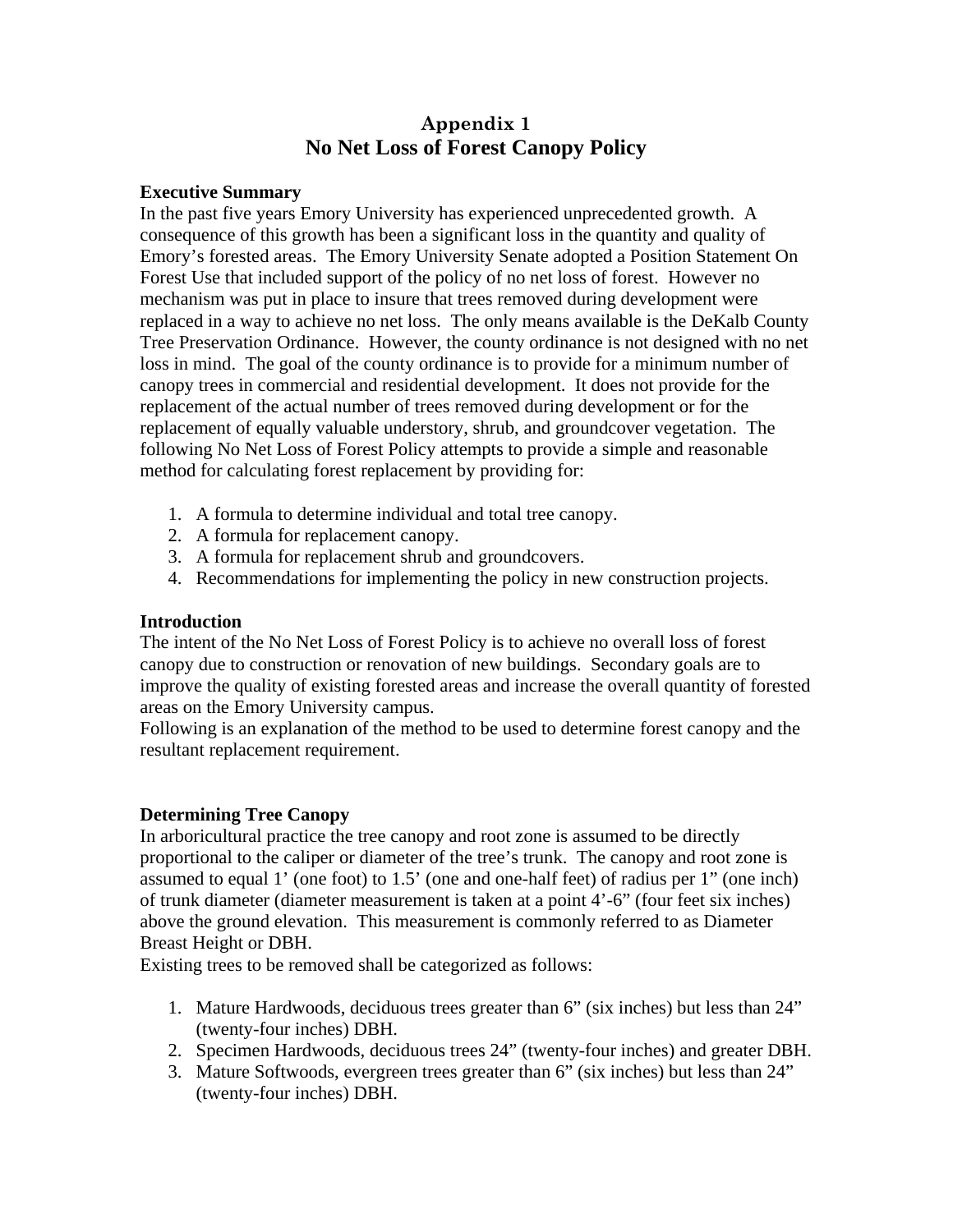# Appendix 1
# No Net Loss of Forest Canopy Policy

**Executive Summary**

In the past five years Emory University has experienced unprecedented growth. A consequence of this growth has been a significant loss in the quantity and quality of Emory's forested areas. The Emory University Senate adopted a Position Statement On Forest Use that included support of the policy of no net loss of forest. However no mechanism was put in place to insure that trees removed during development were replaced in a way to achieve no net loss. The only means available is the DeKalb County Tree Preservation Ordinance. However, the county ordinance is not designed with no net loss in mind. The goal of the county ordinance is to provide for a minimum number of canopy trees in commercial and residential development. It does not provide for the replacement of the actual number of trees removed during development or for the replacement of equally valuable understory, shrub, and groundcover vegetation. The following No Net Loss of Forest Policy attempts to provide a simple and reasonable method for calculating forest replacement by providing for:

1. A formula to determine individual and total tree canopy.
2. A formula for replacement canopy.
3. A formula for replacement shrub and groundcovers.
4. Recommendations for implementing the policy in new construction projects.

**Introduction**

The intent of the No Net Loss of Forest Policy is to achieve no overall loss of forest canopy due to construction or renovation of new buildings. Secondary goals are to improve the quality of existing forested areas and increase the overall quantity of forested areas on the Emory University campus.

Following is an explanation of the method to be used to determine forest canopy and the resultant replacement requirement.

**Determining Tree Canopy**

In arboricultural practice the tree canopy and root zone is assumed to be directly proportional to the caliper or diameter of the tree's trunk. The canopy and root zone is assumed to equal 1' (one foot) to 1.5' (one and one-half feet) of radius per 1" (one inch) of trunk diameter (diameter measurement is taken at a point 4'-6" (four feet six inches) above the ground elevation. This measurement is commonly referred to as Diameter Breast Height or DBH.

Existing trees to be removed shall be categorized as follows:

1. Mature Hardwoods, deciduous trees greater than 6" (six inches) but less than 24" (twenty-four inches) DBH.
2. Specimen Hardwoods, deciduous trees 24" (twenty-four inches) and greater DBH.
3. Mature Softwoods, evergreen trees greater than 6" (six inches) but less than 24" (twenty-four inches) DBH.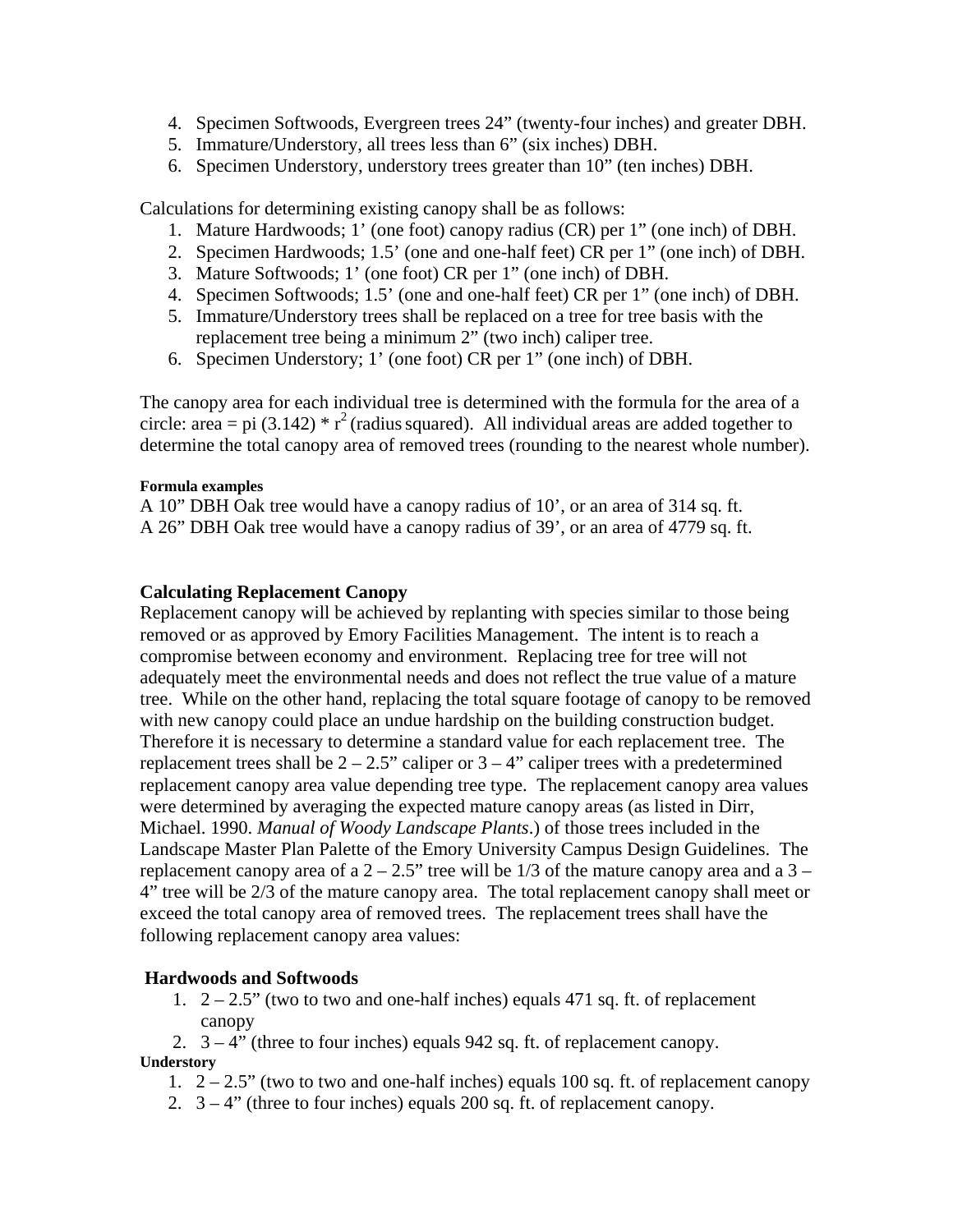4. Specimen Softwoods, Evergreen trees 24" (twenty-four inches) and greater DBH.
5. Immature/Understory, all trees less than 6" (six inches) DBH.
6. Specimen Understory, understory trees greater than 10" (ten inches) DBH.

Calculations for determining existing canopy shall be as follows:

1. Mature Hardwoods; 1' (one foot) canopy radius (CR) per 1" (one inch) of DBH.
2. Specimen Hardwoods; 1.5' (one and one-half feet) CR per 1" (one inch) of DBH.
3. Mature Softwoods; 1' (one foot) CR per 1" (one inch) of DBH.
4. Specimen Softwoods; 1.5' (one and one-half feet) CR per 1" (one inch) of DBH.
5. Immature/Understory trees shall be replaced on a tree for tree basis with the replacement tree being a minimum 2" (two inch) caliper tree.
6. Specimen Understory; 1' (one foot) CR per 1" (one inch) of DBH.

The canopy area for each individual tree is determined with the formula for the area of a circle: area = pi (3.142) * $r^2$ (radius squared). All individual areas are added together to determine the total canopy area of removed trees (rounding to the nearest whole number).

**Formula examples**

A 10" DBH Oak tree would have a canopy radius of 10', or an area of 314 sq. ft.
A 26" DBH Oak tree would have a canopy radius of 39', or an area of 4779 sq. ft.

### Calculating Replacement Canopy

Replacement canopy will be achieved by replanting with species similar to those being removed or as approved by Emory Facilities Management. The intent is to reach a compromise between economy and environment. Replacing tree for tree will not adequately meet the environmental needs and does not reflect the true value of a mature tree. While on the other hand, replacing the total square footage of canopy to be removed with new canopy could place an undue hardship on the building construction budget. Therefore it is necessary to determine a standard value for each replacement tree. The replacement trees shall be 2 – 2.5" caliper or 3 – 4" caliper trees with a predetermined replacement canopy area value depending tree type. The replacement canopy area values were determined by averaging the expected mature canopy areas (as listed in Dirr, Michael. 1990. *Manual of Woody Landscape Plants*.) of those trees included in the Landscape Master Plan Palette of the Emory University Campus Design Guidelines. The replacement canopy area of a 2 – 2.5" tree will be 1/3 of the mature canopy area and a 3 – 4" tree will be 2/3 of the mature canopy area. The total replacement canopy shall meet or exceed the total canopy area of removed trees. The replacement trees shall have the following replacement canopy area values:

### Hardwoods and Softwoods

1. 2 – 2.5" (two to two and one-half inches) equals 471 sq. ft. of replacement canopy
2. 3 – 4" (three to four inches) equals 942 sq. ft. of replacement canopy.

**Understory**

1. 2 – 2.5" (two to two and one-half inches) equals 100 sq. ft. of replacement canopy
2. 3 – 4" (three to four inches) equals 200 sq. ft. of replacement canopy.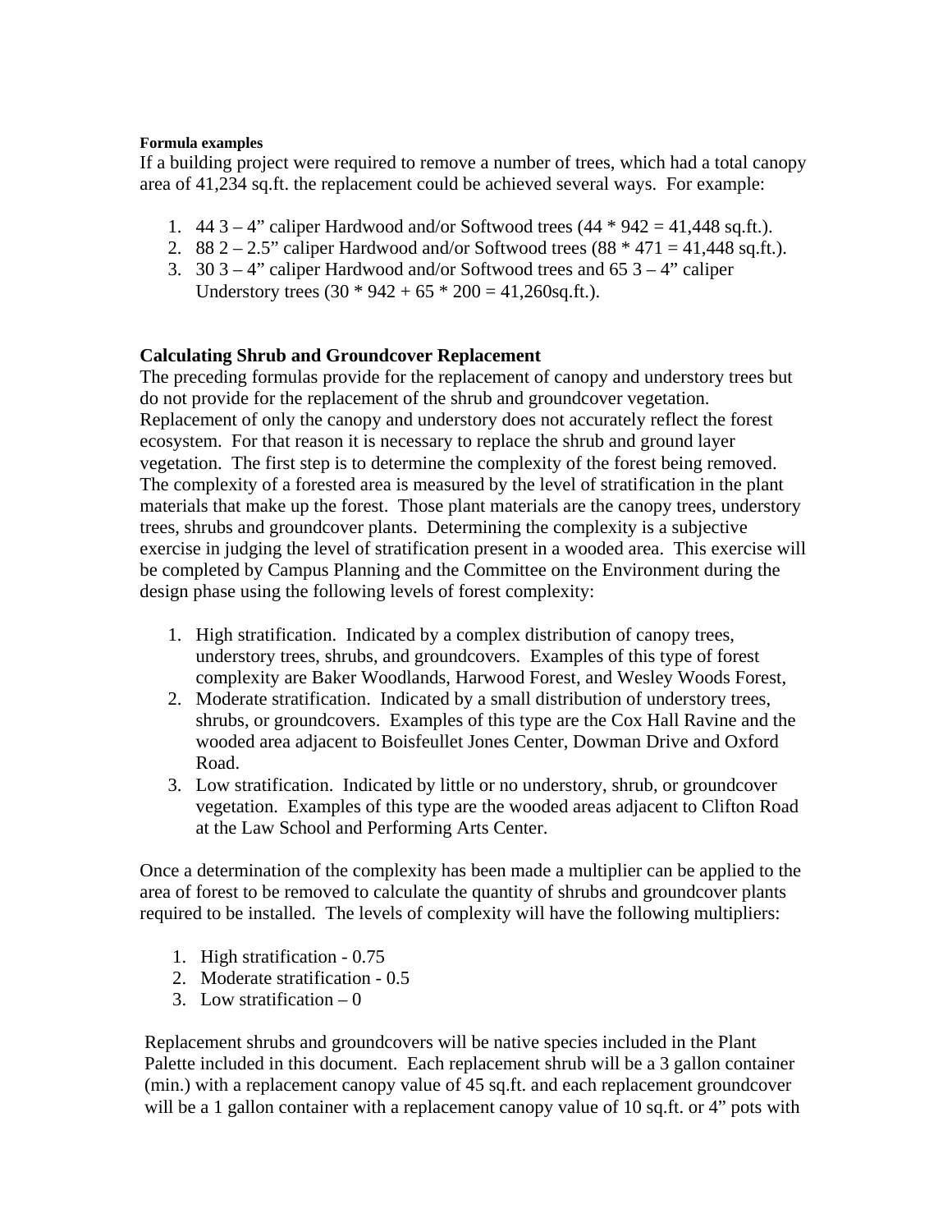**Formula examples**

If a building project were required to remove a number of trees, which had a total canopy area of 41,234 sq.ft. the replacement could be achieved several ways. For example:

1. 44 3 – 4" caliper Hardwood and/or Softwood trees (44 * 942 = 41,448 sq.ft.).
2. 88 2 – 2.5" caliper Hardwood and/or Softwood trees (88 * 471 = 41,448 sq.ft.).
3. 30 3 – 4" caliper Hardwood and/or Softwood trees and 65 3 – 4" caliper Understory trees (30 * 942 + 65 * 200 = 41,260sq.ft.).

## Calculating Shrub and Groundcover Replacement

The preceding formulas provide for the replacement of canopy and understory trees but do not provide for the replacement of the shrub and groundcover vegetation. Replacement of only the canopy and understory does not accurately reflect the forest ecosystem. For that reason it is necessary to replace the shrub and ground layer vegetation. The first step is to determine the complexity of the forest being removed. The complexity of a forested area is measured by the level of stratification in the plant materials that make up the forest. Those plant materials are the canopy trees, understory trees, shrubs and groundcover plants. Determining the complexity is a subjective exercise in judging the level of stratification present in a wooded area. This exercise will be completed by Campus Planning and the Committee on the Environment during the design phase using the following levels of forest complexity:

1. High stratification. Indicated by a complex distribution of canopy trees, understory trees, shrubs, and groundcovers. Examples of this type of forest complexity are Baker Woodlands, Harwood Forest, and Wesley Woods Forest,
2. Moderate stratification. Indicated by a small distribution of understory trees, shrubs, or groundcovers. Examples of this type are the Cox Hall Ravine and the wooded area adjacent to Boisfeuillet Jones Center, Dowman Drive and Oxford Road.
3. Low stratification. Indicated by little or no understory, shrub, or groundcover vegetation. Examples of this type are the wooded areas adjacent to Clifton Road at the Law School and Performing Arts Center.

Once a determination of the complexity has been made a multiplier can be applied to the area of forest to be removed to calculate the quantity of shrubs and groundcover plants required to be installed. The levels of complexity will have the following multipliers:

1. High stratification - 0.75
2. Moderate stratification - 0.5
3. Low stratification – 0

Replacement shrubs and groundcovers will be native species included in the Plant Palette included in this document. Each replacement shrub will be a 3 gallon container (min.) with a replacement canopy value of 45 sq.ft. and each replacement groundcover will be a 1 gallon container with a replacement canopy value of 10 sq.ft. or 4" pots with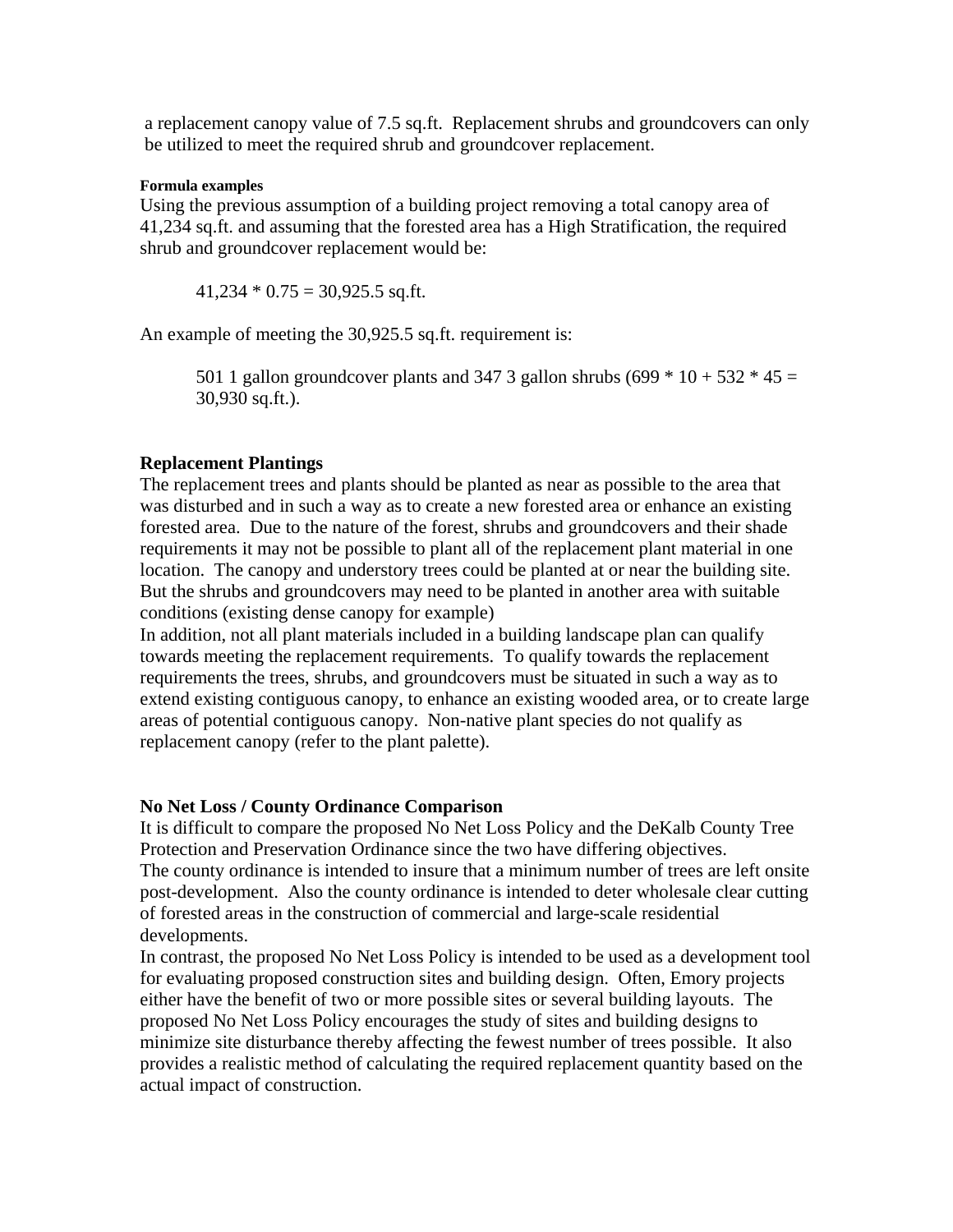a replacement canopy value of 7.5 sq.ft. Replacement shrubs and groundcovers can only be utilized to meet the required shrub and groundcover replacement.

**Formula examples**

Using the previous assumption of a building project removing a total canopy area of 41,234 sq.ft. and assuming that the forested area has a High Stratification, the required shrub and groundcover replacement would be:

> 41,234 * 0.75 = 30,925.5 sq.ft.

An example of meeting the 30,925.5 sq.ft. requirement is:

> 501 1 gallon groundcover plants and 347 3 gallon shrubs (699 * 10 + 532 * 45 = 30,930 sq.ft.).

**Replacement Plantings**

The replacement trees and plants should be planted as near as possible to the area that was disturbed and in such a way as to create a new forested area or enhance an existing forested area. Due to the nature of the forest, shrubs and groundcovers and their shade requirements it may not be possible to plant all of the replacement plant material in one location. The canopy and understory trees could be planted at or near the building site. But the shrubs and groundcovers may need to be planted in another area with suitable conditions (existing dense canopy for example)

In addition, not all plant materials included in a building landscape plan can qualify towards meeting the replacement requirements. To qualify towards the replacement requirements the trees, shrubs, and groundcovers must be situated in such a way as to extend existing contiguous canopy, to enhance an existing wooded area, or to create large areas of potential contiguous canopy. Non-native plant species do not qualify as replacement canopy (refer to the plant palette).

**No Net Loss / County Ordinance Comparison**

It is difficult to compare the proposed No Net Loss Policy and the DeKalb County Tree Protection and Preservation Ordinance since the two have differing objectives.

The county ordinance is intended to insure that a minimum number of trees are left onsite post-development. Also the county ordinance is intended to deter wholesale clear cutting of forested areas in the construction of commercial and large-scale residential developments.

In contrast, the proposed No Net Loss Policy is intended to be used as a development tool for evaluating proposed construction sites and building design. Often, Emory projects either have the benefit of two or more possible sites or several building layouts. The proposed No Net Loss Policy encourages the study of sites and building designs to minimize site disturbance thereby affecting the fewest number of trees possible. It also provides a realistic method of calculating the required replacement quantity based on the actual impact of construction.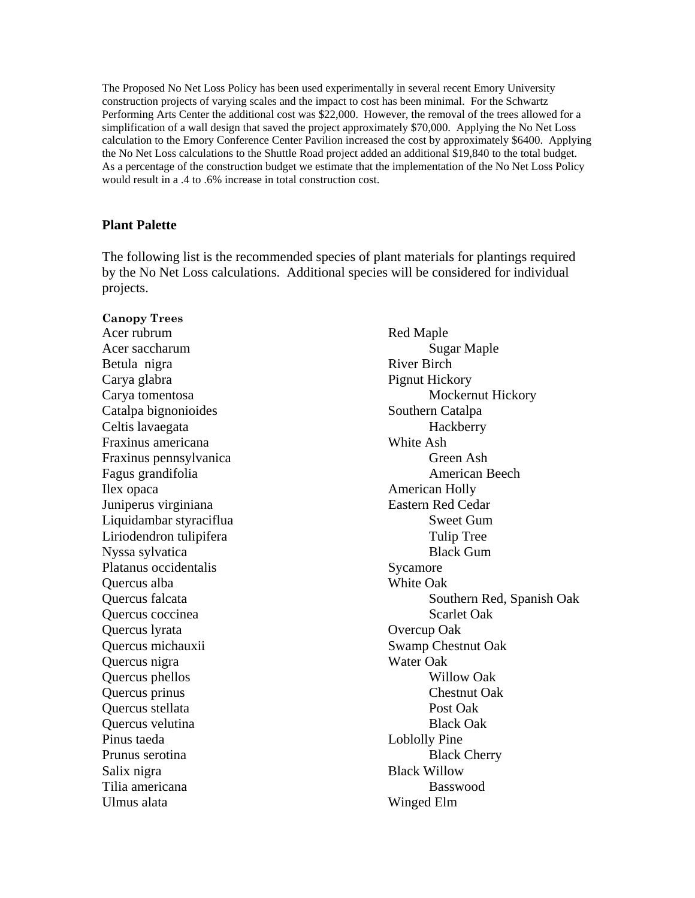The Proposed No Net Loss Policy has been used experimentally in several recent Emory University construction projects of varying scales and the impact to cost has been minimal. For the Schwartz Performing Arts Center the additional cost was $22,000. However, the removal of the trees allowed for a simplification of a wall design that saved the project approximately $70,000. Applying the No Net Loss calculation to the Emory Conference Center Pavilion increased the cost by approximately $6400. Applying the No Net Loss calculations to the Shuttle Road project added an additional $19,840 to the total budget. As a percentage of the construction budget we estimate that the implementation of the No Net Loss Policy would result in a .4 to .6% increase in total construction cost.

## Plant Palette

The following list is the recommended species of plant materials for plantings required by the No Net Loss calculations. Additional species will be considered for individual projects.

**Canopy Trees**

| Scientific Name | Common Name |
|---|---|
| Acer rubrum | Red Maple |
| Acer saccharum | Sugar Maple |
| Betula nigra | River Birch |
| Carya glabra | Pignut Hickory |
| Carya tomentosa | Mockernut Hickory |
| Catalpa bignonioides | Southern Catalpa |
| Celtis lavaegata | Hackberry |
| Fraxinus americana | White Ash |
| Fraxinus pennsylvanica | Green Ash |
| Fagus grandifolia | American Beech |
| Ilex opaca | American Holly |
| Juniperus virginiana | Eastern Red Cedar |
| Liquidambar styraciflua | Sweet Gum |
| Liriodendron tulipifera | Tulip Tree |
| Nyssa sylvatica | Black Gum |
| Platanus occidentalis | Sycamore |
| Quercus alba | White Oak |
| Quercus falcata | Southern Red, Spanish Oak |
| Quercus coccinea | Scarlet Oak |
| Quercus lyrata | Overcup Oak |
| Quercus michauxii | Swamp Chestnut Oak |
| Quercus nigra | Water Oak |
| Quercus phellos | Willow Oak |
| Quercus prinus | Chestnut Oak |
| Quercus stellata | Post Oak |
| Quercus velutina | Black Oak |
| Pinus taeda | Loblolly Pine |
| Prunus serotina | Black Cherry |
| Salix nigra | Black Willow |
| Tilia americana | Basswood |
| Ulmus alata | Winged Elm |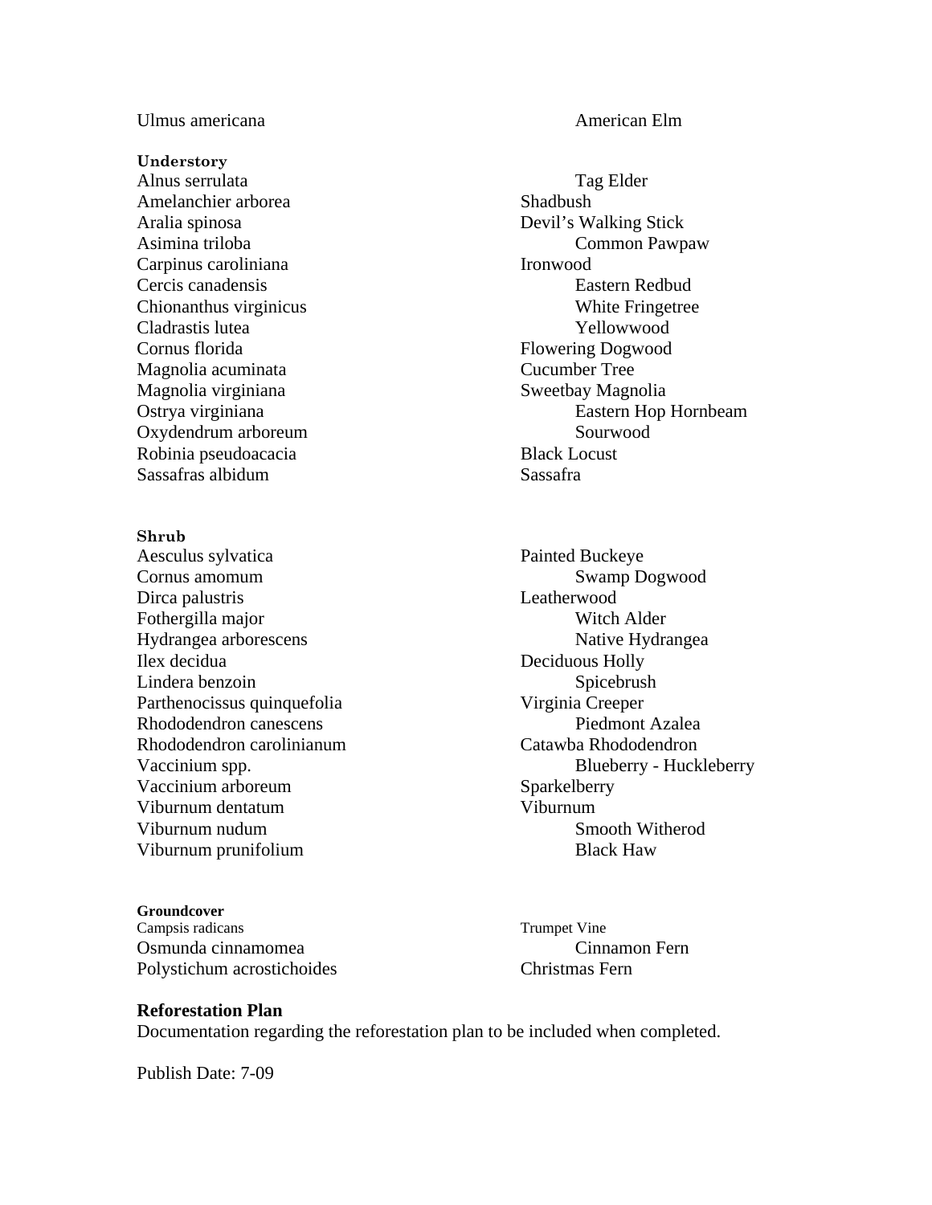| | |
|---|---|
| Ulmus americana | American Elm |

**Understory**

| | |
|---|---|
| Alnus serrulata | Tag Elder |
| Amelanchier arborea | Shadbush |
| Aralia spinosa | Devil's Walking Stick |
| Asimina triloba | Common Pawpaw |
| Carpinus caroliniana | Ironwood |
| Cercis canadensis | Eastern Redbud |
| Chionanthus virginicus | White Fringetree |
| Cladrastis lutea | Yellowwood |
| Cornus florida | Flowering Dogwood |
| Magnolia acuminata | Cucumber Tree |
| Magnolia virginiana | Sweetbay Magnolia |
| Ostrya virginiana | Eastern Hop Hornbeam |
| Oxydendrum arboreum | Sourwood |
| Robinia pseudoacacia | Black Locust |
| Sassafras albidum | Sassafra |

**Shrub**

| | |
|---|---|
| Aesculus sylvatica | Painted Buckeye |
| Cornus amomum | Swamp Dogwood |
| Dirca palustris | Leatherwood |
| Fothergilla major | Witch Alder |
| Hydrangea arborescens | Native Hydrangea |
| Ilex decidua | Deciduous Holly |
| Lindera benzoin | Spicebrush |
| Parthenocissus quinquefolia | Virginia Creeper |
| Rhododendron canescens | Piedmont Azalea |
| Rhododendron carolinianum | Catawba Rhododendron |
| Vaccinium spp. | Blueberry - Huckleberry |
| Vaccinium arboreum | Sparkelberry |
| Viburnum dentatum | Viburnum |
| Viburnum nudum | Smooth Witherod |
| Viburnum prunifolium | Black Haw |

**Groundcover**

| | |
|---|---|
| Campsis radicans | Trumpet Vine |
| Osmunda cinnamomea | Cinnamon Fern |
| Polystichum acrostichoides | Christmas Fern |

**Reforestation Plan**

Documentation regarding the reforestation plan to be included when completed.

Publish Date: 7-09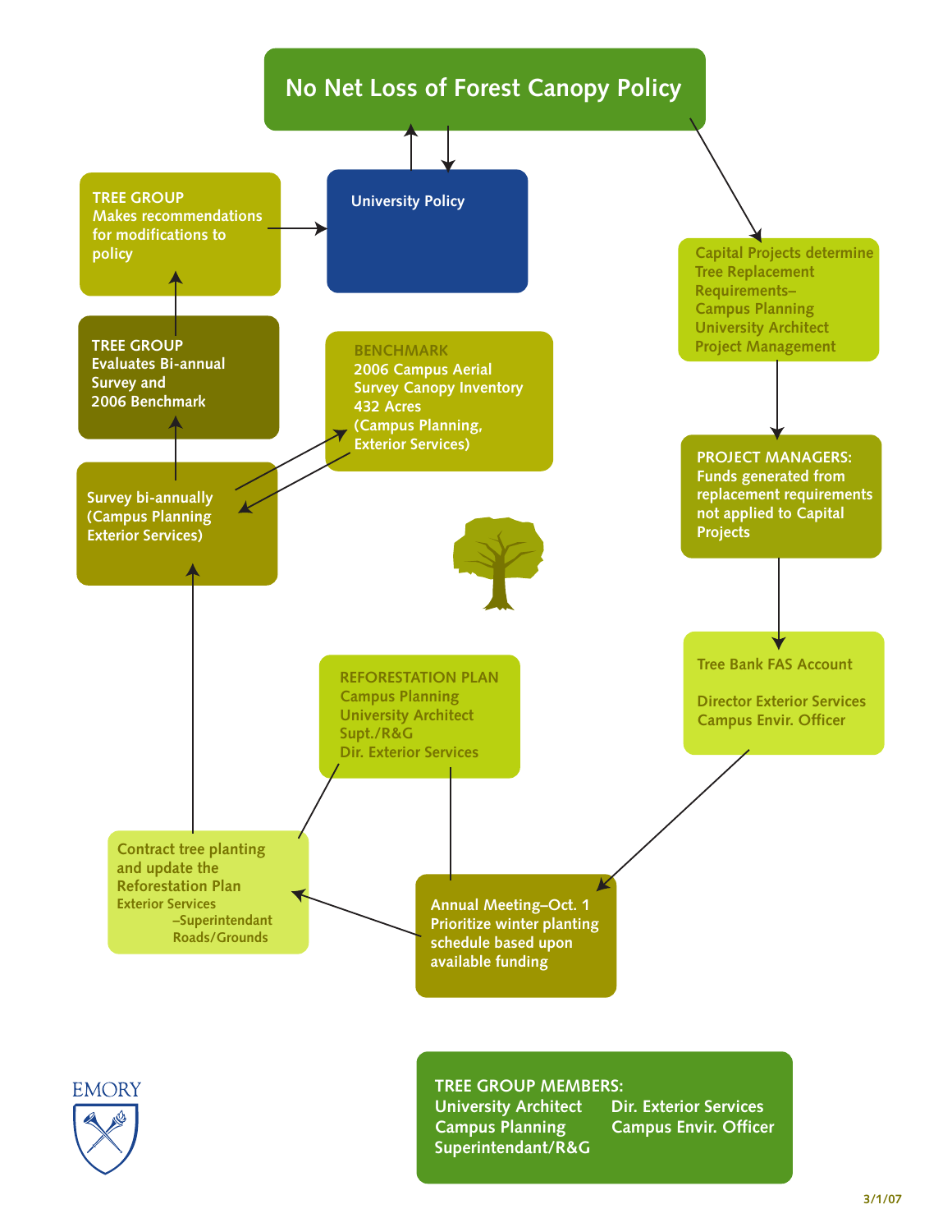# No Net Loss of Forest Canopy Policy

University Policy

TREE GROUP
Makes recommendations for modifications to policy

TREE GROUP
Evaluates Bi-annual Survey and
2006 Benchmark

BENCHMARK
2006 Campus Aerial Survey Canopy Inventory
432 Acres
(Campus Planning, Exterior Services)

Survey bi-annually
(Campus Planning
Exterior Services)

Capital Projects determine Tree Replacement Requirements–
Campus Planning
University Architect
Project Management

PROJECT MANAGERS:
Funds generated from replacement requirements not applied to Capital Projects

Tree Bank FAS Account

Director Exterior Services
Campus Envir. Officer

REFORESTATION PLAN
Campus Planning
University Architect
Supt./R&G
Dir. Exterior Services

Contract tree planting and update the Reforestation Plan
Exterior Services
–Superintendant Roads/Grounds

Annual Meeting–Oct. 1
Prioritize winter planting schedule based upon available funding

EMORY

TREE GROUP MEMBERS:
University Architect
Campus Planning
Superintendant/R&G
Dir. Exterior Services
Campus Envir. Officer

3/1/07